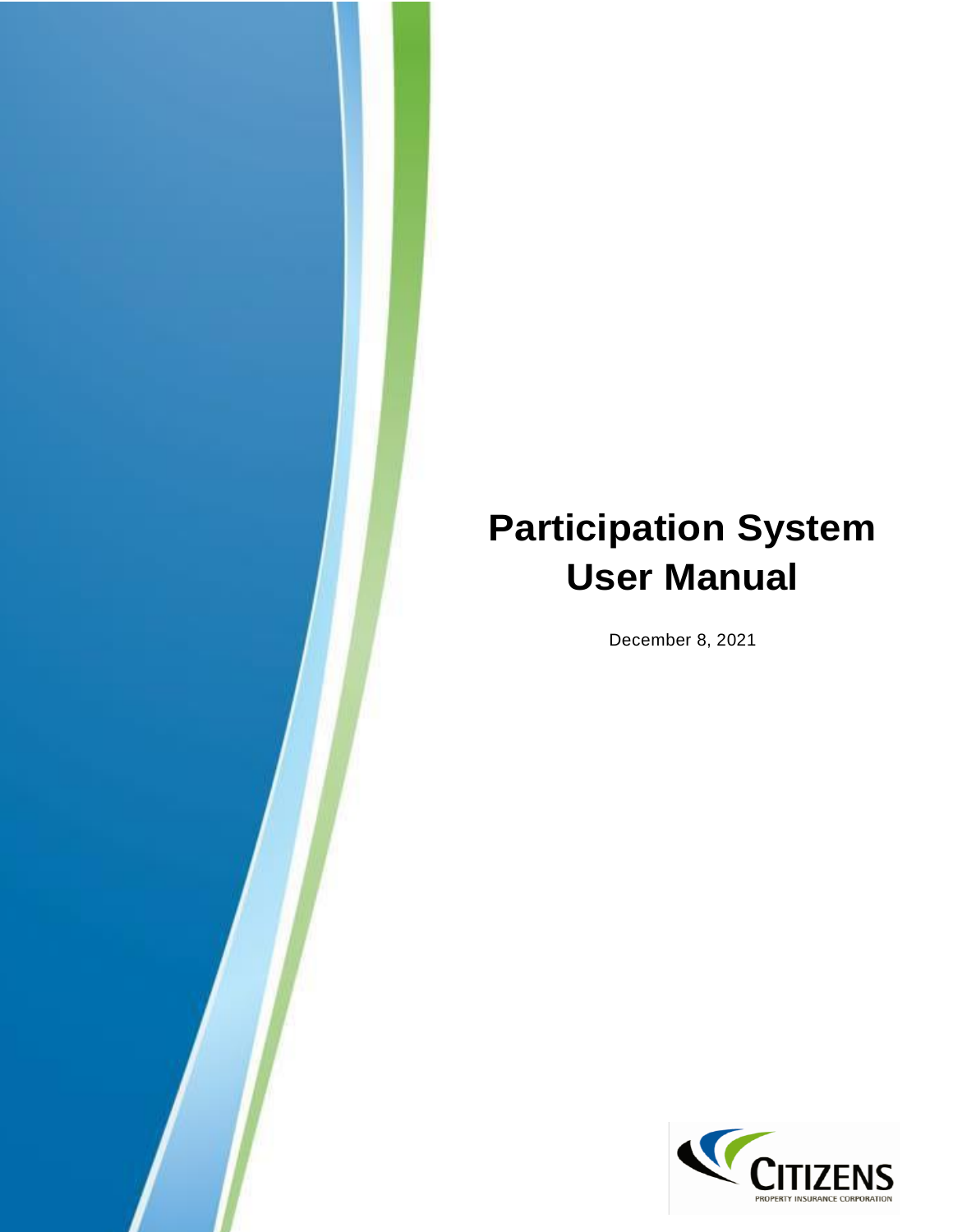# Participation System User Manual

December 8, 2021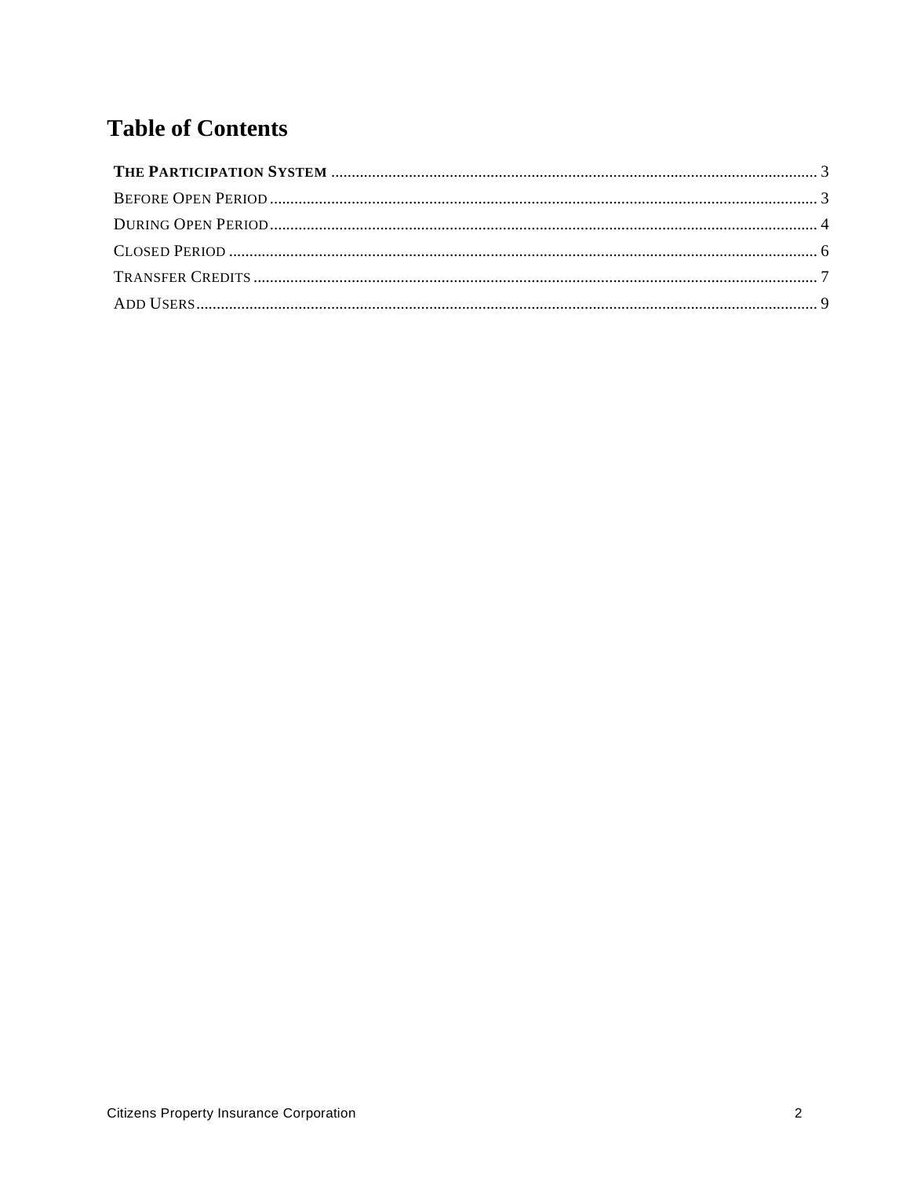# Table of Contents

**THE PARTICIPATION SYSTEM** .......... 3

BEFORE OPEN PERIOD .......... 3

DURING OPEN PERIOD .......... 4

CLOSED PERIOD .......... 6

TRANSFER CREDITS .......... 7

ADD USERS .......... 9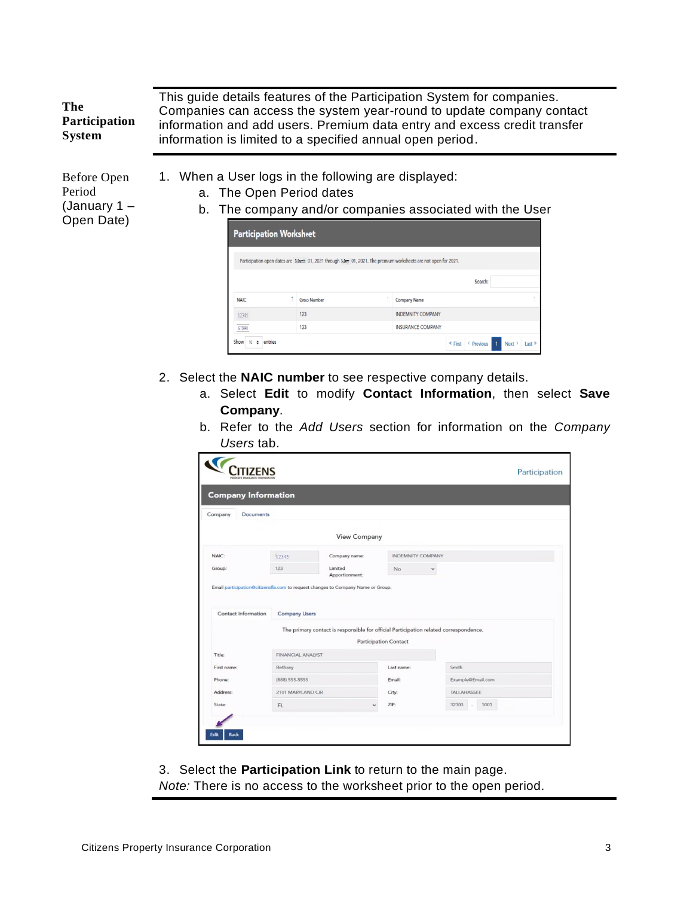**The Participation System**

This guide details features of the Participation System for companies. Companies can access the system year-round to update company contact information and add users. Premium data entry and excess credit transfer information is limited to a specified annual open period.

**Before Open Period (January 1 – Open Date)**

1. When a User logs in the following are displayed:
   a. The Open Period dates
   b. The company and/or companies associated with the User

2. Select the **NAIC number** to see respective company details.
   a. Select **Edit** to modify **Contact Information**, then select **Save Company**.
   b. Refer to the *Add Users* section for information on the *Company Users* tab.

3. Select the **Participation Link** to return to the main page.

*Note:* There is no access to the worksheet prior to the open period.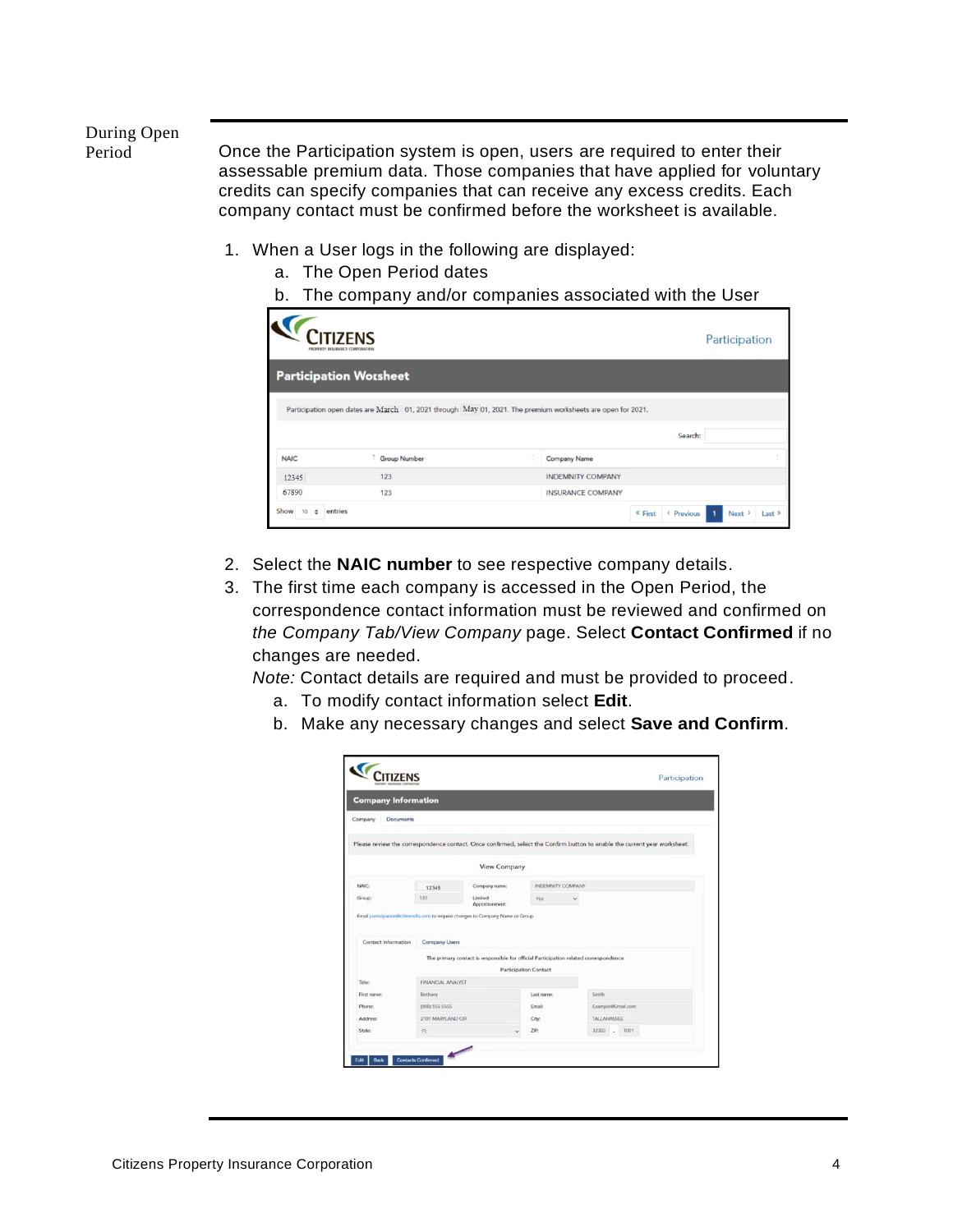## During Open Period

Once the Participation system is open, users are required to enter their assessable premium data. Those companies that have applied for voluntary credits can specify companies that can receive any excess credits. Each company contact must be confirmed before the worksheet is available.

1. When a User logs in the following are displayed:
   a. The Open Period dates
   b. The company and/or companies associated with the User

2. Select the **NAIC number** to see respective company details.
3. The first time each company is accessed in the Open Period, the correspondence contact information must be reviewed and confirmed on *the Company Tab/View Company* page. Select **Contact Confirmed** if no changes are needed.

   *Note:* Contact details are required and must be provided to proceed.
   a. To modify contact information select **Edit**.
   b. Make any necessary changes and select **Save and Confirm**.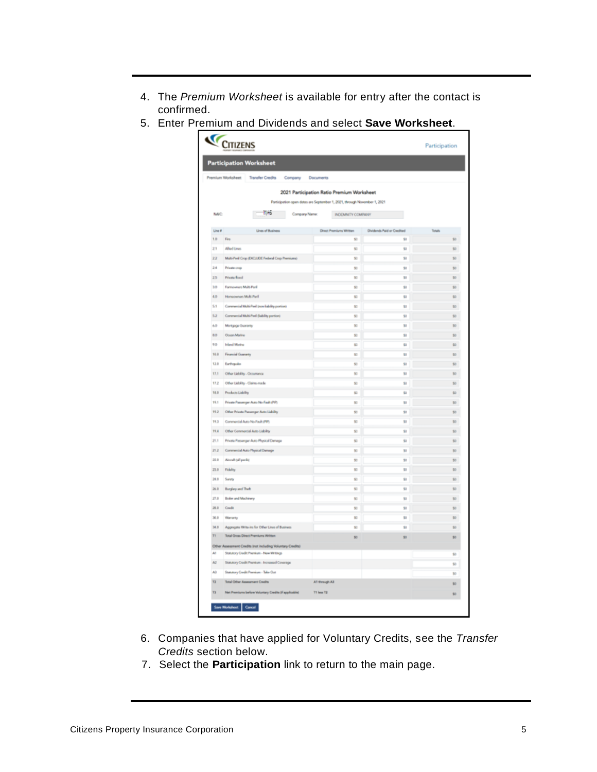4. The *Premium Worksheet* is available for entry after the contact is confirmed.
5. Enter Premium and Dividends and select **Save Worksheet**.

CITIZENS — Participation

**Participation Worksheet**

Premium Worksheet | Transfer Credits | Company | Documents

**2021 Participation Ratio Premium Worksheet**

Participation open dates are September 1, 2021, through November 1, 2021

NAIC: [number partly illegible] Company Name: INDEMNITY COMPANY

| Line # | Lines of Business | Direct Premiums Written | Dividends Paid or Credited | Totals |
|---|---|---|---|---|
| 1.0 | Fire | $0 | $0 | $0 |
| 2.1 | Allied Lines | $0 | $0 | $0 |
| 2.2 | Multi-Peril Crop (EXCLUDE Federal Crop Premiums) | $0 | $0 | $0 |
| 2.4 | Private crop | $0 | $0 | $0 |
| 2.5 | Private flood | $0 | $0 | $0 |
| 3.0 | Farmowners Multi-Peril | $0 | $0 | $0 |
| 4.0 | Homeowners Multi-Peril | $0 | $0 | $0 |
| 5.1 | Commercial Multi-Peril (non-liability portion) | $0 | $0 | $0 |
| 5.2 | Commercial Multi-Peril (liability portion) | $0 | $0 | $0 |
| 6.0 | Mortgage Guaranty | $0 | $0 | $0 |
| 8.0 | Ocean Marine | $0 | $0 | $0 |
| 9.0 | Inland Marine | $0 | $0 | $0 |
| 10.0 | Financial Guaranty | $0 | $0 | $0 |
| 12.0 | Earthquake | $0 | $0 | $0 |
| 17.1 | Other Liability - Occurrence | $0 | $0 | $0 |
| 17.2 | Other Liability - Claims-made | $0 | $0 | $0 |
| 18.0 | Products Liability | $0 | $0 | $0 |
| 19.1 | Private Passenger Auto No-Fault (PIP) | $0 | $0 | $0 |
| 19.2 | Other Private Passenger Auto Liability | $0 | $0 | $0 |
| 19.3 | Commercial Auto No-Fault (PIP) | $0 | $0 | $0 |
| 19.4 | Other Commercial Auto Liability | $0 | $0 | $0 |
| 21.1 | Private Passenger Auto Physical Damage | $0 | $0 | $0 |
| 21.2 | Commercial Auto Physical Damage | $0 | $0 | $0 |
| 22.0 | Aircraft (all perils) | $0 | $0 | $0 |
| 23.0 | Fidelity | $0 | $0 | $0 |
| 24.0 | Surety | $0 | $0 | $0 |
| 26.0 | Burglary and Theft | $0 | $0 | $0 |
| 27.0 | Boiler and Machinery | $0 | $0 | $0 |
| 28.0 | Credit | $0 | $0 | $0 |
| 30.0 | Warranty | $0 | $0 | $0 |
| 34.0 | Aggregate Write-ins for Other Lines of Business | $0 | $0 | $0 |
| T1 | Total Gross Direct Premiums Written | $0 | $0 | $0 |
| | Other Assessment Credits (not including Voluntary Credits) | | | |
| A1 | Statutory Credit Premium - New Writings | | | $0 |
| A2 | Statutory Credit Premium - Increased Coverage | | | $0 |
| A3 | Statutory Credit Premium - Take Out | | | $0 |
| T2 | Total Other Assessment Credits | A1 through A3 | | $0 |
| T3 | Net Premiums before Voluntary Credits (if applicable) | T1 less T2 | | $0 |

Save Worksheet | Cancel

6. Companies that have applied for Voluntary Credits, see the *Transfer Credits* section below.
7. Select the **Participation** link to return to the main page.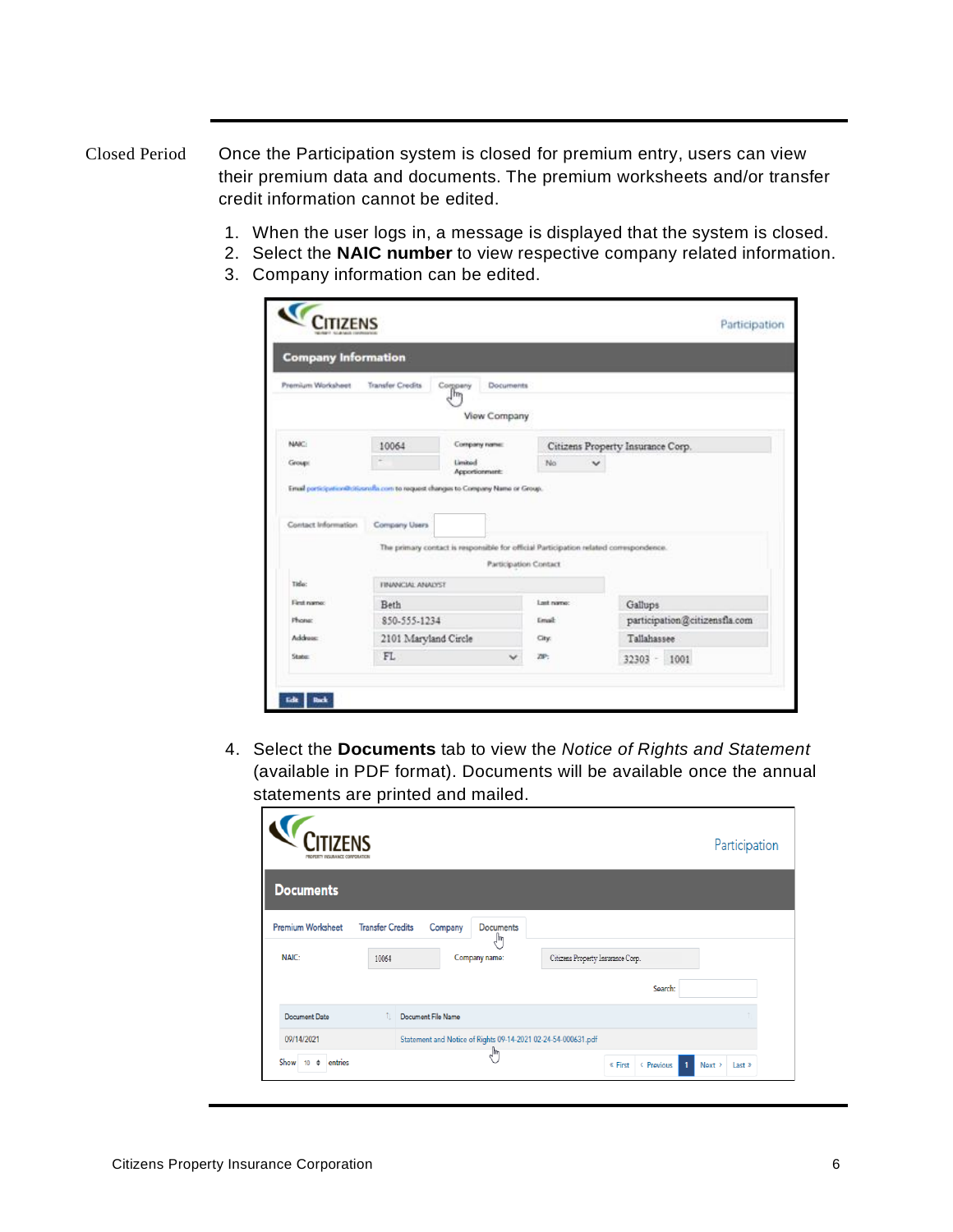## Closed Period

Once the Participation system is closed for premium entry, users can view their premium data and documents. The premium worksheets and/or transfer credit information cannot be edited.

1. When the user logs in, a message is displayed that the system is closed.
2. Select the **NAIC number** to view respective company related information.
3. Company information can be edited.

4. Select the **Documents** tab to view the *Notice of Rights and Statement* (available in PDF format). Documents will be available once the annual statements are printed and mailed.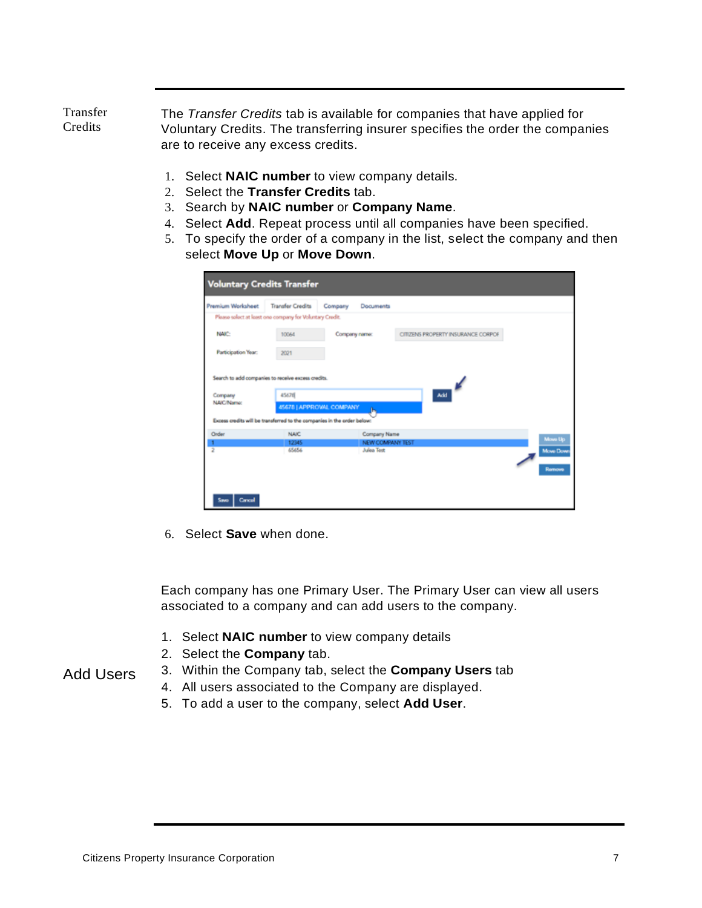## Transfer Credits

The *Transfer Credits* tab is available for companies that have applied for Voluntary Credits. The transferring insurer specifies the order the companies are to receive any excess credits.

1. Select **NAIC number** to view company details.
2. Select the **Transfer Credits** tab.
3. Search by **NAIC number** or **Company Name**.
4. Select **Add**. Repeat process until all companies have been specified.
5. To specify the order of a company in the list, select the company and then select **Move Up** or **Move Down**.
6. Select **Save** when done.

## Add Users

Each company has one Primary User. The Primary User can view all users associated to a company and can add users to the company.

1. Select **NAIC number** to view company details
2. Select the **Company** tab.
3. Within the Company tab, select the **Company Users** tab
4. All users associated to the Company are displayed.
5. To add a user to the company, select **Add User**.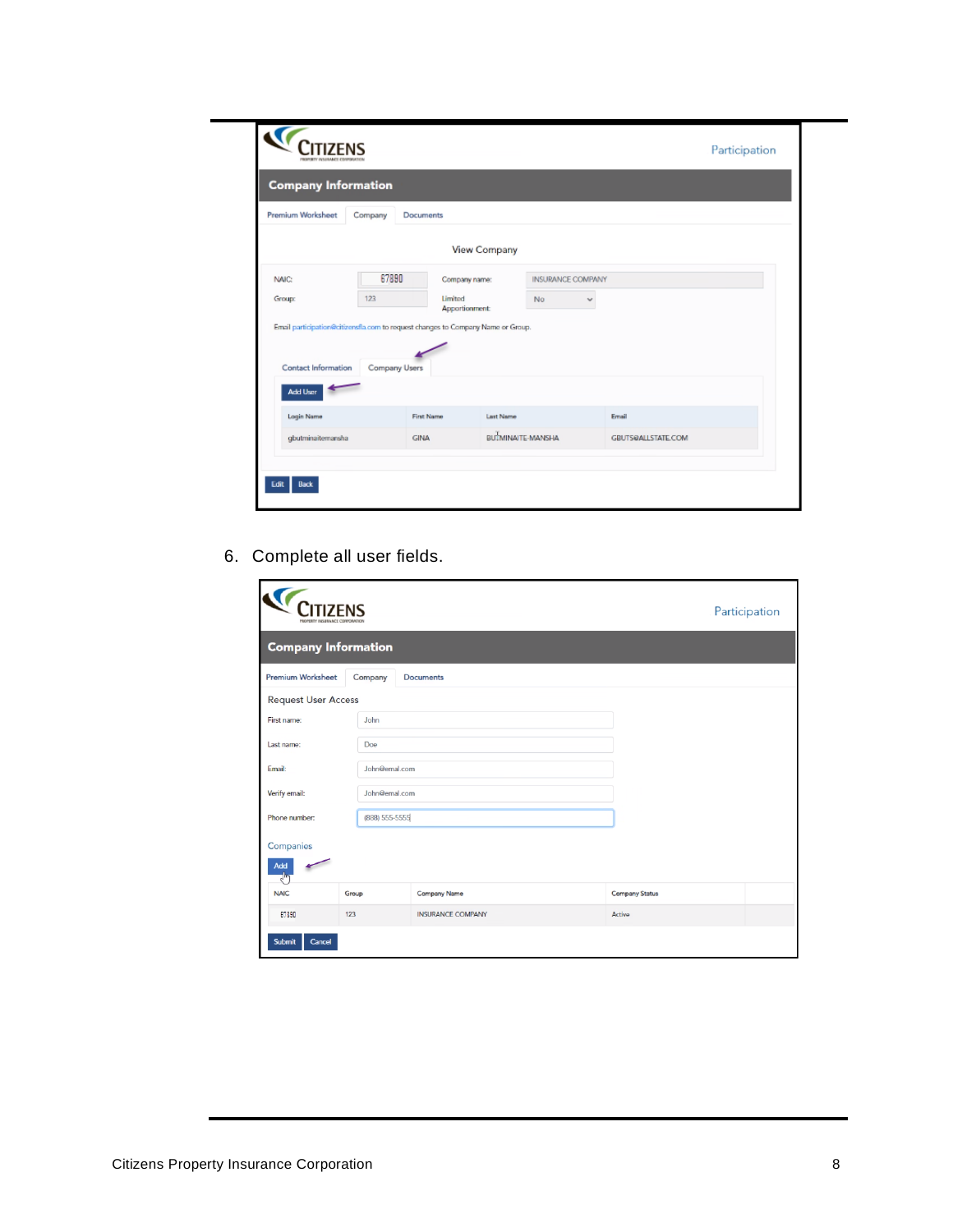6. Complete all user fields.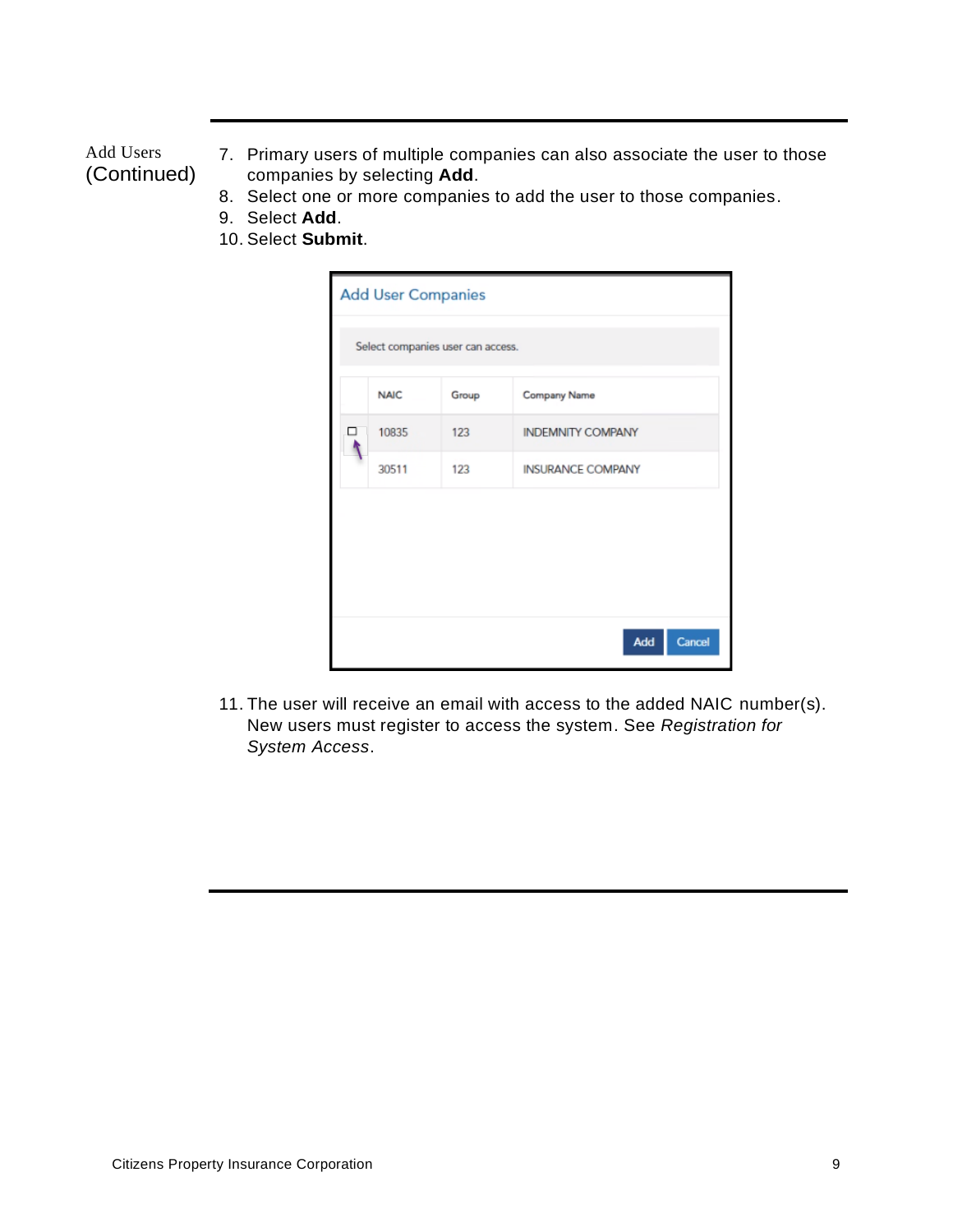Add Users
(Continued)

7. Primary users of multiple companies can also associate the user to those companies by selecting **Add**.
8. Select one or more companies to add the user to those companies.
9. Select **Add**.
10. Select **Submit**.

**Add User Companies**

Select companies user can access.

| | NAIC | Group | Company Name |
|---|---|---|---|
| ☐ | 10835 | 123 | INDEMNITY COMPANY |
| | 30511 | 123 | INSURANCE COMPANY |

Add Cancel

11. The user will receive an email with access to the added NAIC number(s). New users must register to access the system. See *Registration for System Access*.